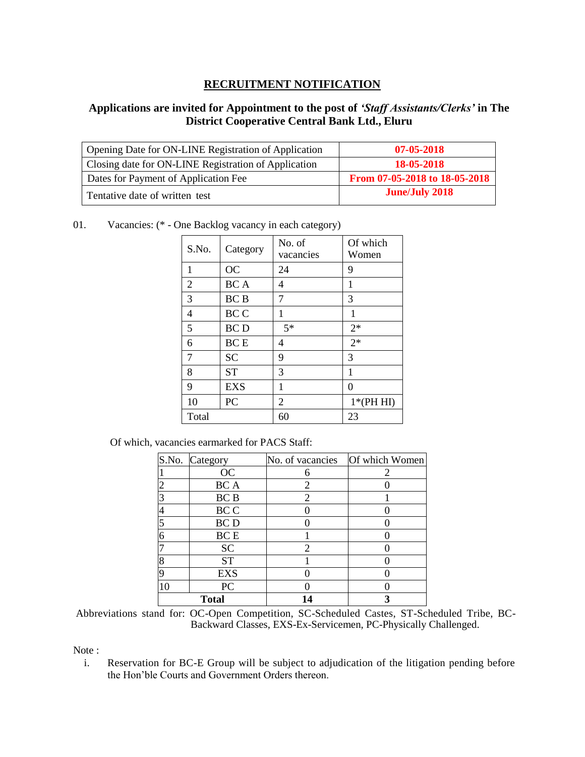# RECRUITMENT NOTIFICATION

## Applications are invited for Appointment to the post of *'Staff Assistants/Clerks'* in The District Cooperative Central Bank Ltd., Eluru

| | |
|---|---|
| Opening Date for ON-LINE Registration of Application | **07-05-2018** |
| Closing date for ON-LINE Registration of Application | **18-05-2018** |
| Dates for Payment of Application Fee | **From 07-05-2018 to 18-05-2018** |
| Tentative date of written test | **June/July 2018** |

01. Vacancies: (* - One Backlog vacancy in each category)

| S.No. | Category | No. of vacancies | Of which Women |
|---|---|---|---|
| 1 | OC | 24 | 9 |
| 2 | BC A | 4 | 1 |
| 3 | BC B | 7 | 3 |
| 4 | BC C | 1 | 1 |
| 5 | BC D | 5* | 2* |
| 6 | BC E | 4 | 2* |
| 7 | SC | 9 | 3 |
| 8 | ST | 3 | 1 |
| 9 | EXS | 1 | 0 |
| 10 | PC | 2 | 1*(PH HI) |
| Total | | 60 | 23 |

Of which, vacancies earmarked for PACS Staff:

| S.No. | Category | No. of vacancies | Of which Women |
|---|---|---|---|
| 1 | OC | 6 | 2 |
| 2 | BC A | 2 | 0 |
| 3 | BC B | 2 | 1 |
| 4 | BC C | 0 | 0 |
| 5 | BC D | 0 | 0 |
| 6 | BC E | 1 | 0 |
| 7 | SC | 2 | 0 |
| 8 | ST | 1 | 0 |
| 9 | EXS | 0 | 0 |
| 10 | PC | 0 | 0 |
| **Total** | | **14** | **3** |

Abbreviations stand for: OC-Open Competition, SC-Scheduled Castes, ST-Scheduled Tribe, BC-Backward Classes, EXS-Ex-Servicemen, PC-Physically Challenged.

Note :

i. Reservation for BC-E Group will be subject to adjudication of the litigation pending before the Hon'ble Courts and Government Orders thereon.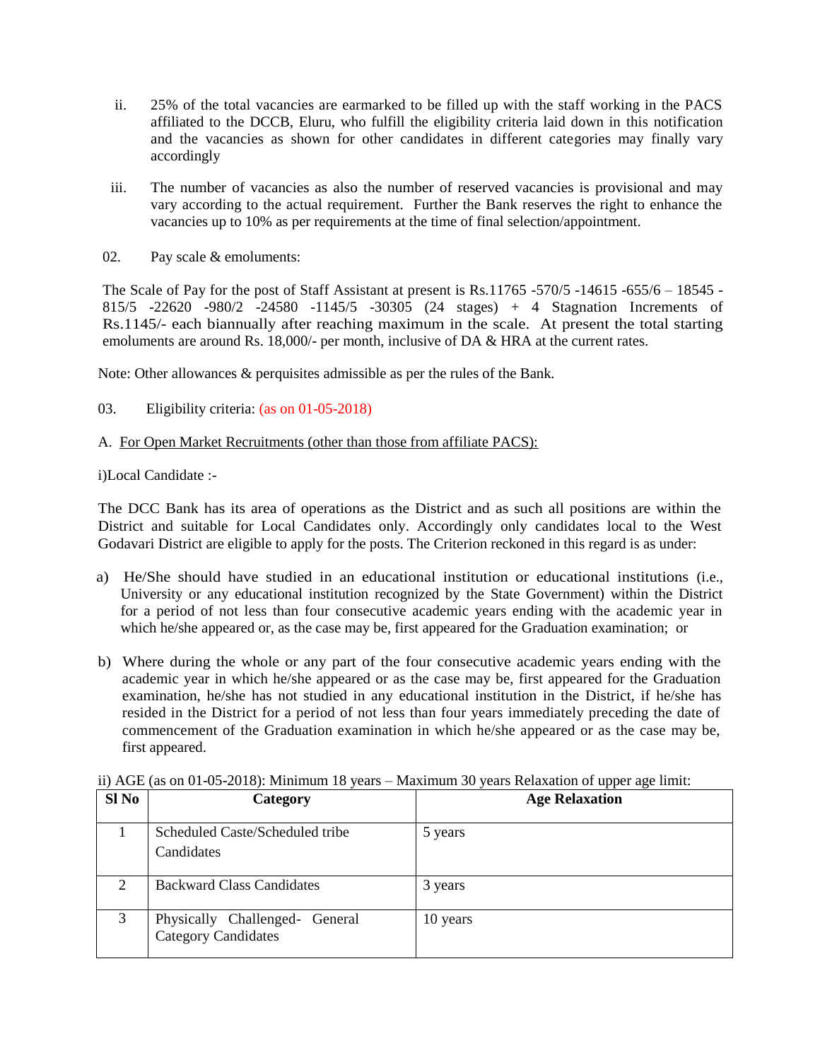ii. 25% of the total vacancies are earmarked to be filled up with the staff working in the PACS affiliated to the DCCB, Eluru, who fulfill the eligibility criteria laid down in this notification and the vacancies as shown for other candidates in different categories may finally vary accordingly

iii. The number of vacancies as also the number of reserved vacancies is provisional and may vary according to the actual requirement. Further the Bank reserves the right to enhance the vacancies up to 10% as per requirements at the time of final selection/appointment.

02. Pay scale & emoluments:

The Scale of Pay for the post of Staff Assistant at present is Rs.11765 -570/5 -14615 -655/6 – 18545 -815/5 -22620 -980/2 -24580 -1145/5 -30305 (24 stages) + 4 Stagnation Increments of Rs.1145/- each biannually after reaching maximum in the scale. At present the total starting emoluments are around Rs. 18,000/- per month, inclusive of DA & HRA at the current rates.

Note: Other allowances & perquisites admissible as per the rules of the Bank.

03. Eligibility criteria: (as on 01-05-2018)

A. <u>For Open Market Recruitments (other than those from affiliate PACS):</u>

i)Local Candidate :-

The DCC Bank has its area of operations as the District and as such all positions are within the District and suitable for Local Candidates only. Accordingly only candidates local to the West Godavari District are eligible to apply for the posts. The Criterion reckoned in this regard is as under:

a) He/She should have studied in an educational institution or educational institutions (i.e., University or any educational institution recognized by the State Government) within the District for a period of not less than four consecutive academic years ending with the academic year in which he/she appeared or, as the case may be, first appeared for the Graduation examination; or

b) Where during the whole or any part of the four consecutive academic years ending with the academic year in which he/she appeared or as the case may be, first appeared for the Graduation examination, he/she has not studied in any educational institution in the District, if he/she has resided in the District for a period of not less than four years immediately preceding the date of commencement of the Graduation examination in which he/she appeared or as the case may be, first appeared.

ii) AGE (as on 01-05-2018): Minimum 18 years – Maximum 30 years Relaxation of upper age limit:

| Sl No | Category | Age Relaxation |
|---|---|---|
| 1 | Scheduled Caste/Scheduled tribe Candidates | 5 years |
| 2 | Backward Class Candidates | 3 years |
| 3 | Physically Challenged- General Category Candidates | 10 years |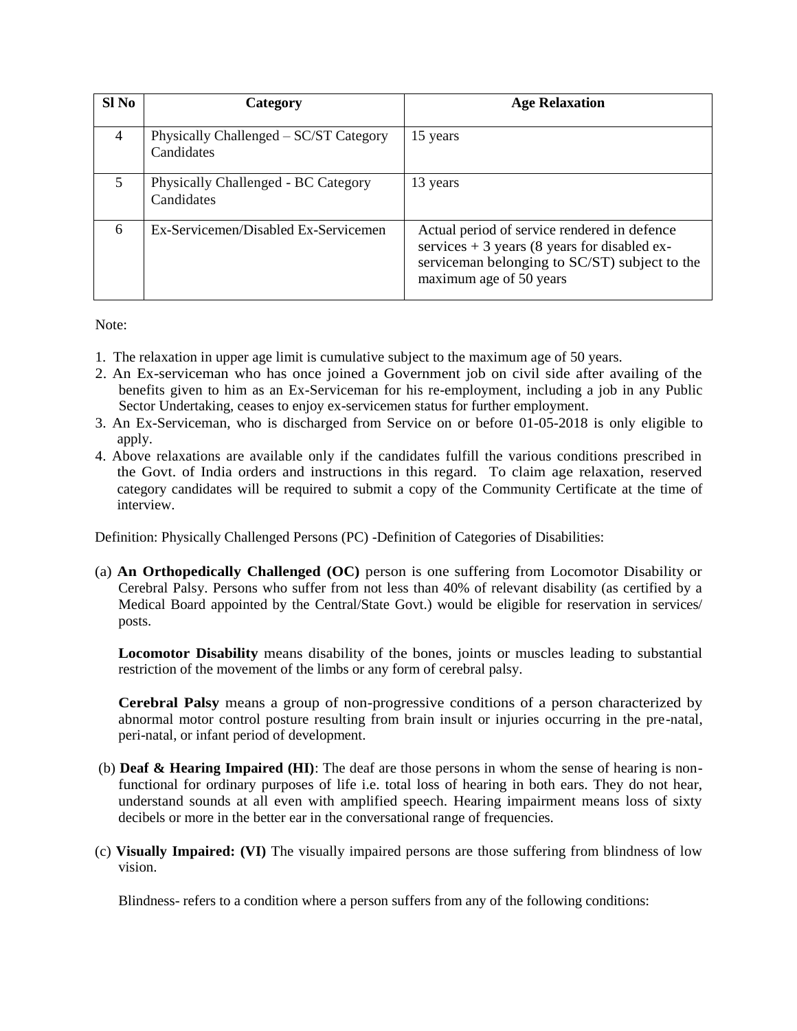| Sl No | Category | Age Relaxation |
|---|---|---|
| 4 | Physically Challenged – SC/ST Category Candidates | 15 years |
| 5 | Physically Challenged - BC Category Candidates | 13 years |
| 6 | Ex-Servicemen/Disabled Ex-Servicemen | Actual period of service rendered in defence services + 3 years (8 years for disabled ex-serviceman belonging to SC/ST) subject to the maximum age of 50 years |

Note:

1. The relaxation in upper age limit is cumulative subject to the maximum age of 50 years.
2. An Ex-serviceman who has once joined a Government job on civil side after availing of the benefits given to him as an Ex-Serviceman for his re-employment, including a job in any Public Sector Undertaking, ceases to enjoy ex-servicemen status for further employment.
3. An Ex-Serviceman, who is discharged from Service on or before 01-05-2018 is only eligible to apply.
4. Above relaxations are available only if the candidates fulfill the various conditions prescribed in the Govt. of India orders and instructions in this regard. To claim age relaxation, reserved category candidates will be required to submit a copy of the Community Certificate at the time of interview.

Definition: Physically Challenged Persons (PC) -Definition of Categories of Disabilities:

(a) **An Orthopedically Challenged (OC)** person is one suffering from Locomotor Disability or Cerebral Palsy. Persons who suffer from not less than 40% of relevant disability (as certified by a Medical Board appointed by the Central/State Govt.) would be eligible for reservation in services/ posts.

**Locomotor Disability** means disability of the bones, joints or muscles leading to substantial restriction of the movement of the limbs or any form of cerebral palsy.

**Cerebral Palsy** means a group of non-progressive conditions of a person characterized by abnormal motor control posture resulting from brain insult or injuries occurring in the pre-natal, peri-natal, or infant period of development.

(b) **Deaf & Hearing Impaired (HI)**: The deaf are those persons in whom the sense of hearing is non-functional for ordinary purposes of life i.e. total loss of hearing in both ears. They do not hear, understand sounds at all even with amplified speech. Hearing impairment means loss of sixty decibels or more in the better ear in the conversational range of frequencies.

(c) **Visually Impaired: (VI)** The visually impaired persons are those suffering from blindness of low vision.

Blindness- refers to a condition where a person suffers from any of the following conditions: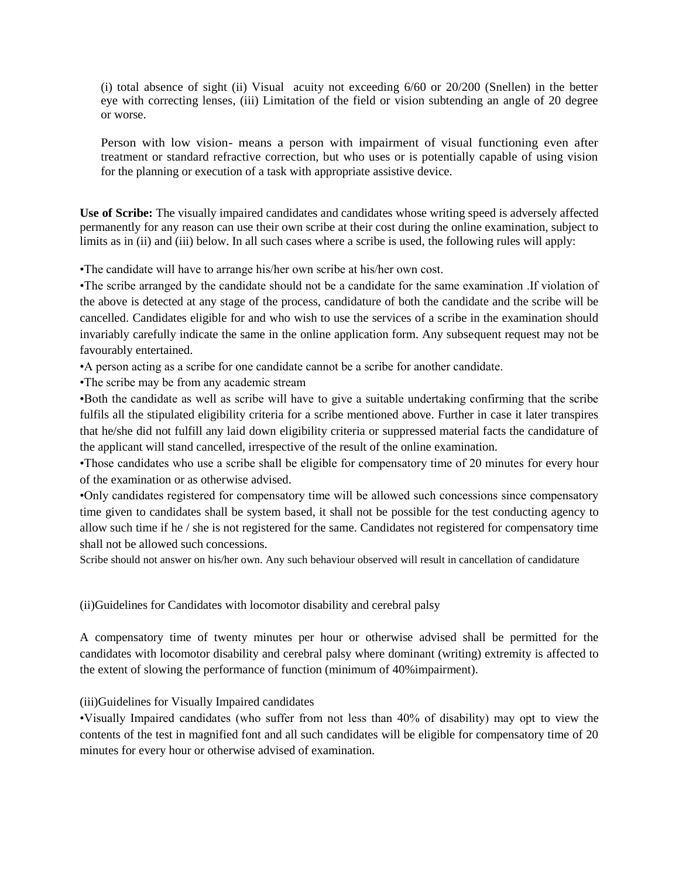(i) total absence of sight (ii) Visual acuity not exceeding 6/60 or 20/200 (Snellen) in the better eye with correcting lenses, (iii) Limitation of the field or vision subtending an angle of 20 degree or worse.

Person with low vision- means a person with impairment of visual functioning even after treatment or standard refractive correction, but who uses or is potentially capable of using vision for the planning or execution of a task with appropriate assistive device.

**Use of Scribe:** The visually impaired candidates and candidates whose writing speed is adversely affected permanently for any reason can use their own scribe at their cost during the online examination, subject to limits as in (ii) and (iii) below. In all such cases where a scribe is used, the following rules will apply:

•The candidate will have to arrange his/her own scribe at his/her own cost.

•The scribe arranged by the candidate should not be a candidate for the same examination .If violation of the above is detected at any stage of the process, candidature of both the candidate and the scribe will be cancelled. Candidates eligible for and who wish to use the services of a scribe in the examination should invariably carefully indicate the same in the online application form. Any subsequent request may not be favourably entertained.

•A person acting as a scribe for one candidate cannot be a scribe for another candidate.

•The scribe may be from any academic stream

•Both the candidate as well as scribe will have to give a suitable undertaking confirming that the scribe fulfils all the stipulated eligibility criteria for a scribe mentioned above. Further in case it later transpires that he/she did not fulfill any laid down eligibility criteria or suppressed material facts the candidature of the applicant will stand cancelled, irrespective of the result of the online examination.

•Those candidates who use a scribe shall be eligible for compensatory time of 20 minutes for every hour of the examination or as otherwise advised.

•Only candidates registered for compensatory time will be allowed such concessions since compensatory time given to candidates shall be system based, it shall not be possible for the test conducting agency to allow such time if he / she is not registered for the same. Candidates not registered for compensatory time shall not be allowed such concessions.

Scribe should not answer on his/her own. Any such behaviour observed will result in cancellation of candidature

(ii)Guidelines for Candidates with locomotor disability and cerebral palsy

A compensatory time of twenty minutes per hour or otherwise advised shall be permitted for the candidates with locomotor disability and cerebral palsy where dominant (writing) extremity is affected to the extent of slowing the performance of function (minimum of 40%impairment).

(iii)Guidelines for Visually Impaired candidates

•Visually Impaired candidates (who suffer from not less than 40% of disability) may opt to view the contents of the test in magnified font and all such candidates will be eligible for compensatory time of 20 minutes for every hour or otherwise advised of examination.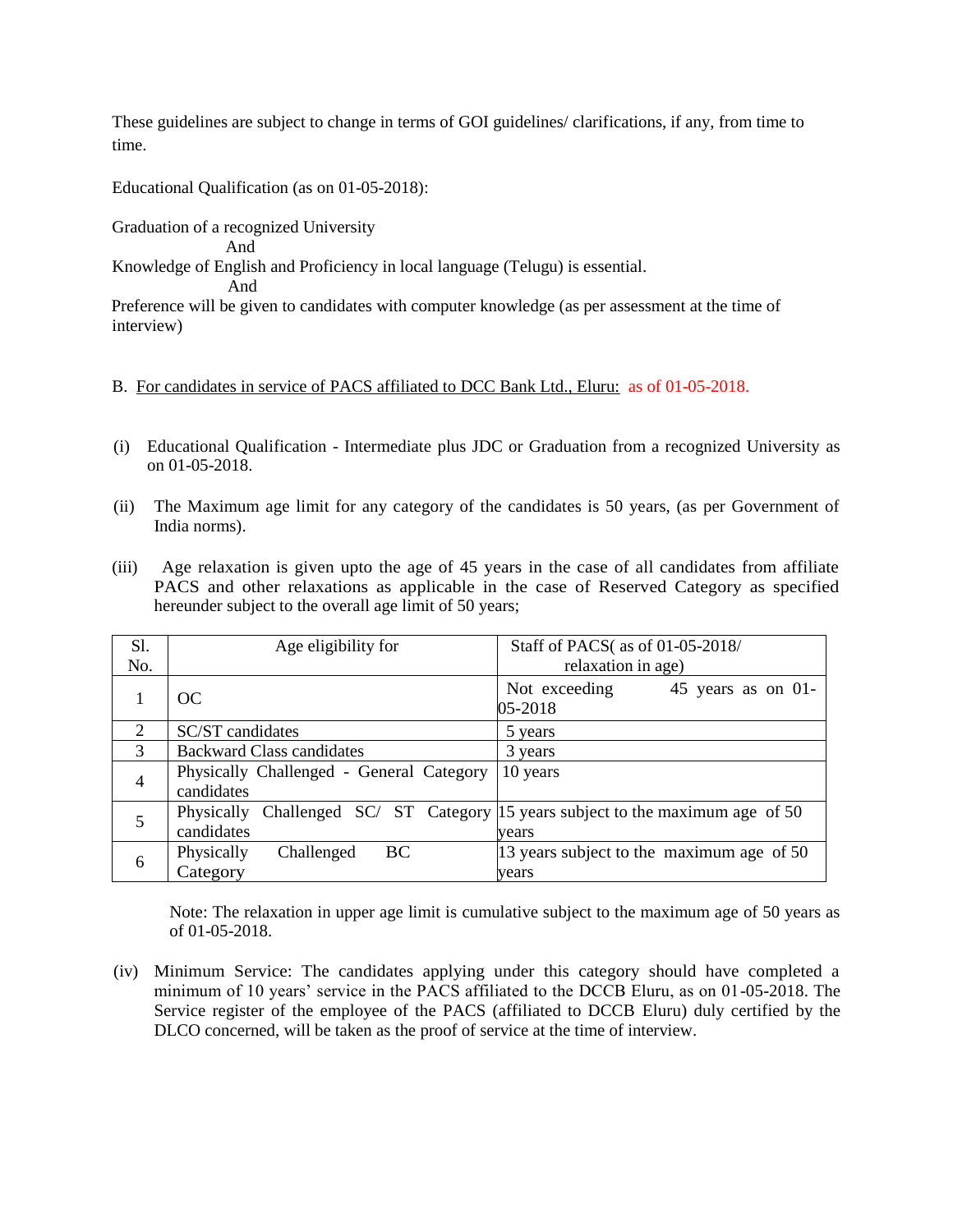These guidelines are subject to change in terms of GOI guidelines/ clarifications, if any, from time to time.

Educational Qualification (as on 01-05-2018):

Graduation of a recognized University

And

Knowledge of English and Proficiency in local language (Telugu) is essential.

And

Preference will be given to candidates with computer knowledge (as per assessment at the time of interview)

B. For candidates in service of PACS affiliated to DCC Bank Ltd., Eluru: as of 01-05-2018.

(i) Educational Qualification - Intermediate plus JDC or Graduation from a recognized University as on 01-05-2018.

(ii) The Maximum age limit for any category of the candidates is 50 years, (as per Government of India norms).

(iii) Age relaxation is given upto the age of 45 years in the case of all candidates from affiliate PACS and other relaxations as applicable in the case of Reserved Category as specified hereunder subject to the overall age limit of 50 years;

| Sl. No. | Age eligibility for | Staff of PACS( as of 01-05-2018/ relaxation in age) |
|---|---|---|
| 1 | OC | Not exceeding 45 years as on 01-05-2018 |
| 2 | SC/ST candidates | 5 years |
| 3 | Backward Class candidates | 3 years |
| 4 | Physically Challenged - General Category candidates | 10 years |
| 5 | Physically Challenged SC/ ST Category candidates | 15 years subject to the maximum age of 50 years |
| 6 | Physically Challenged BC Category | 13 years subject to the maximum age of 50 years |

Note: The relaxation in upper age limit is cumulative subject to the maximum age of 50 years as of 01-05-2018.

(iv) Minimum Service: The candidates applying under this category should have completed a minimum of 10 years' service in the PACS affiliated to the DCCB Eluru, as on 01-05-2018. The Service register of the employee of the PACS (affiliated to DCCB Eluru) duly certified by the DLCO concerned, will be taken as the proof of service at the time of interview.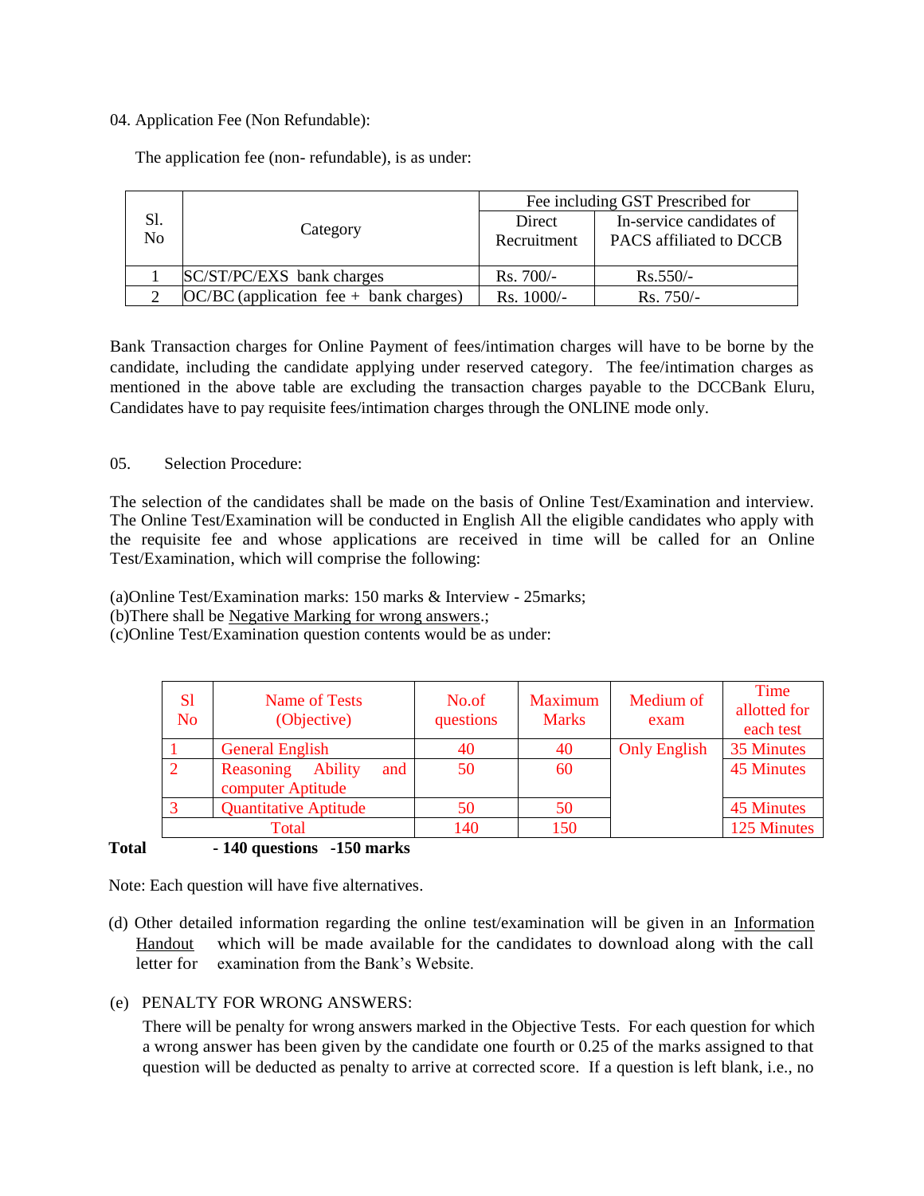04. Application Fee (Non Refundable):

The application fee (non- refundable), is as under:

| Sl. No | Category | Fee including GST Prescribed for | |
|---|---|---|---|
| | | Direct Recruitment | In-service candidates of PACS affiliated to DCCB |
| 1 | SC/ST/PC/EXS bank charges | Rs. 700/- | Rs.550/- |
| 2 | OC/BC (application fee + bank charges) | Rs. 1000/- | Rs. 750/- |

Bank Transaction charges for Online Payment of fees/intimation charges will have to be borne by the candidate, including the candidate applying under reserved category. The fee/intimation charges as mentioned in the above table are excluding the transaction charges payable to the DCCBank Eluru, Candidates have to pay requisite fees/intimation charges through the ONLINE mode only.

05. Selection Procedure:

The selection of the candidates shall be made on the basis of Online Test/Examination and interview. The Online Test/Examination will be conducted in English All the eligible candidates who apply with the requisite fee and whose applications are received in time will be called for an Online Test/Examination, which will comprise the following:

(a)Online Test/Examination marks: 150 marks & Interview - 25marks;
(b)There shall be Negative Marking for wrong answers.;
(c)Online Test/Examination question contents would be as under:

| Sl No | Name of Tests (Objective) | No.of questions | Maximum Marks | Medium of exam | Time allotted for each test |
|---|---|---|---|---|---|
| 1 | General English | 40 | 40 | Only English | 35 Minutes |
| 2 | Reasoning Ability and computer Aptitude | 50 | 60 | | 45 Minutes |
| 3 | Quantitative Aptitude | 50 | 50 | | 45 Minutes |
| | Total | 140 | 150 | | 125 Minutes |

**Total - 140 questions -150 marks**

Note: Each question will have five alternatives.

(d) Other detailed information regarding the online test/examination will be given in an Information Handout which will be made available for the candidates to download along with the call letter for examination from the Bank's Website.

(e) PENALTY FOR WRONG ANSWERS:

There will be penalty for wrong answers marked in the Objective Tests. For each question for which a wrong answer has been given by the candidate one fourth or 0.25 of the marks assigned to that question will be deducted as penalty to arrive at corrected score. If a question is left blank, i.e., no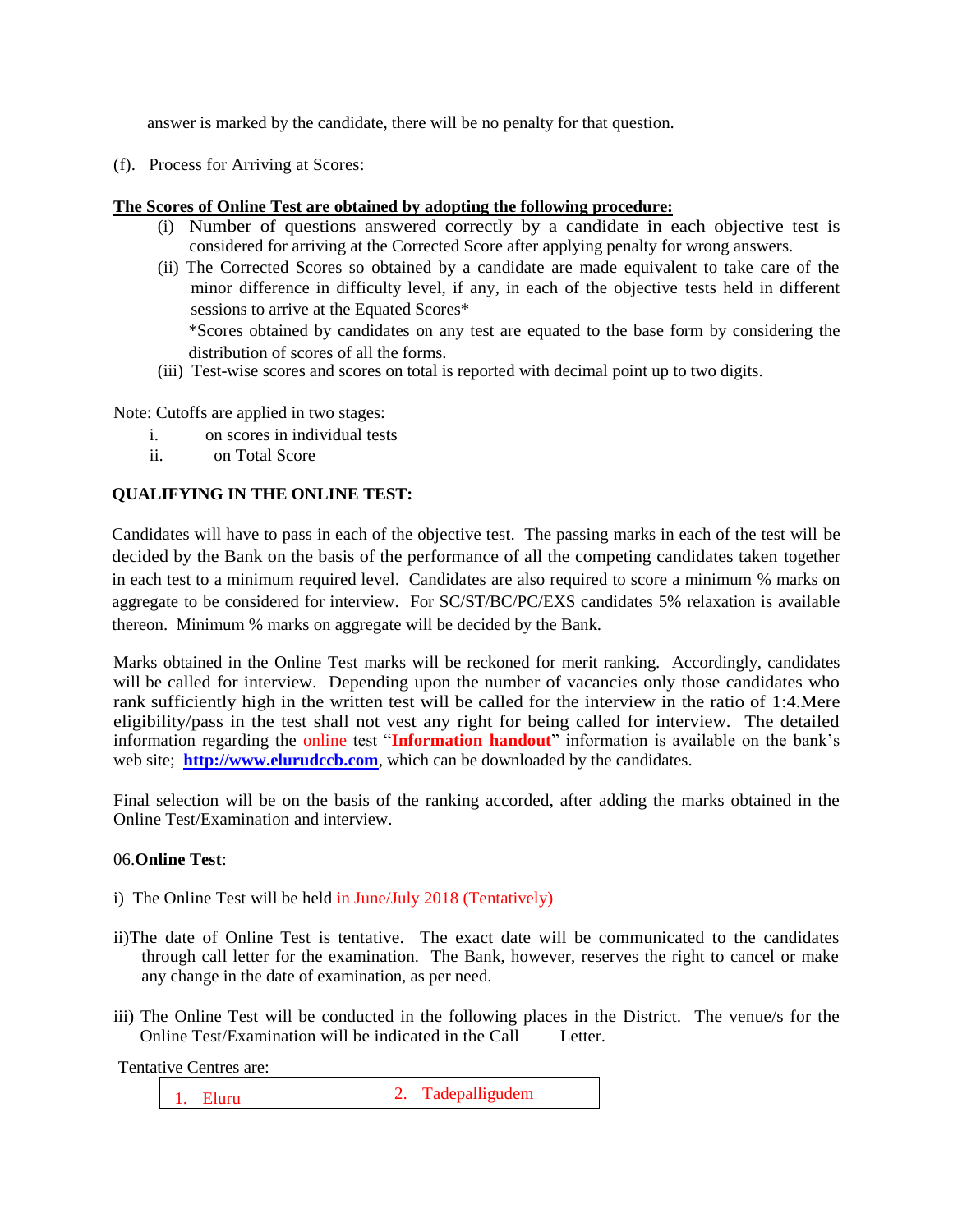answer is marked by the candidate, there will be no penalty for that question.

(f). Process for Arriving at Scores:

**The Scores of Online Test are obtained by adopting the following procedure:**

(i) Number of questions answered correctly by a candidate in each objective test is considered for arriving at the Corrected Score after applying penalty for wrong answers.

(ii) The Corrected Scores so obtained by a candidate are made equivalent to take care of the minor difference in difficulty level, if any, in each of the objective tests held in different sessions to arrive at the Equated Scores*

*Scores obtained by candidates on any test are equated to the base form by considering the distribution of scores of all the forms.

(iii) Test-wise scores and scores on total is reported with decimal point up to two digits.

Note: Cutoffs are applied in two stages:

i. on scores in individual tests
ii. on Total Score

**QUALIFYING IN THE ONLINE TEST:**

Candidates will have to pass in each of the objective test. The passing marks in each of the test will be decided by the Bank on the basis of the performance of all the competing candidates taken together in each test to a minimum required level. Candidates are also required to score a minimum % marks on aggregate to be considered for interview. For SC/ST/BC/PC/EXS candidates 5% relaxation is available thereon. Minimum % marks on aggregate will be decided by the Bank.

Marks obtained in the Online Test marks will be reckoned for merit ranking. Accordingly, candidates will be called for interview. Depending upon the number of vacancies only those candidates who rank sufficiently high in the written test will be called for the interview in the ratio of 1:4.Mere eligibility/pass in the test shall not vest any right for being called for interview. The detailed information regarding the online test "**Information handout**" information is available on the bank's web site; **http://www.elurudccb.com**, which can be downloaded by the candidates.

Final selection will be on the basis of the ranking accorded, after adding the marks obtained in the Online Test/Examination and interview.

06.**Online Test**:

i) The Online Test will be held in June/July 2018 (Tentatively)

ii) The date of Online Test is tentative. The exact date will be communicated to the candidates through call letter for the examination. The Bank, however, reserves the right to cancel or make any change in the date of examination, as per need.

iii) The Online Test will be conducted in the following places in the District. The venue/s for the Online Test/Examination will be indicated in the Call Letter.

Tentative Centres are:

| 1. Eluru | 2. Tadepalligudem |
|---|---|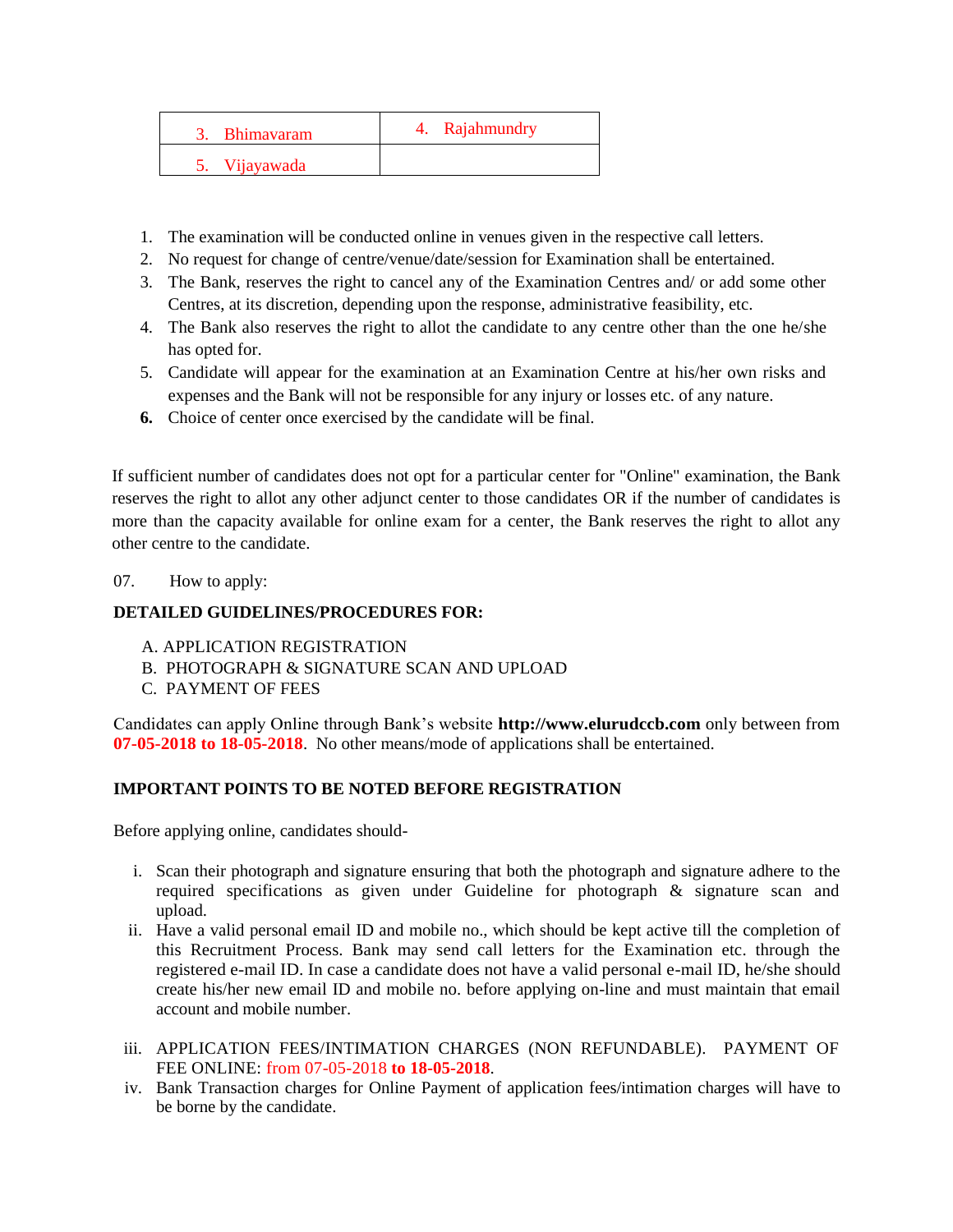| 3. Bhimavaram | 4. Rajahmundry |
|---|---|
| 5. Vijayawada | |

1. The examination will be conducted online in venues given in the respective call letters.
2. No request for change of centre/venue/date/session for Examination shall be entertained.
3. The Bank, reserves the right to cancel any of the Examination Centres and/ or add some other Centres, at its discretion, depending upon the response, administrative feasibility, etc.
4. The Bank also reserves the right to allot the candidate to any centre other than the one he/she has opted for.
5. Candidate will appear for the examination at an Examination Centre at his/her own risks and expenses and the Bank will not be responsible for any injury or losses etc. of any nature.
6. Choice of center once exercised by the candidate will be final.

If sufficient number of candidates does not opt for a particular center for "Online" examination, the Bank reserves the right to allot any other adjunct center to those candidates OR if the number of candidates is more than the capacity available for online exam for a center, the Bank reserves the right to allot any other centre to the candidate.

07. How to apply:

**DETAILED GUIDELINES/PROCEDURES FOR:**

A. APPLICATION REGISTRATION
B. PHOTOGRAPH & SIGNATURE SCAN AND UPLOAD
C. PAYMENT OF FEES

Candidates can apply Online through Bank's website **http://www.elurudccb.com** only between from **07-05-2018 to 18-05-2018**. No other means/mode of applications shall be entertained.

**IMPORTANT POINTS TO BE NOTED BEFORE REGISTRATION**

Before applying online, candidates should-

i. Scan their photograph and signature ensuring that both the photograph and signature adhere to the required specifications as given under Guideline for photograph & signature scan and upload.
ii. Have a valid personal email ID and mobile no., which should be kept active till the completion of this Recruitment Process. Bank may send call letters for the Examination etc. through the registered e-mail ID. In case a candidate does not have a valid personal e-mail ID, he/she should create his/her new email ID and mobile no. before applying on-line and must maintain that email account and mobile number.
iii. APPLICATION FEES/INTIMATION CHARGES (NON REFUNDABLE). PAYMENT OF FEE ONLINE: from 07-05-2018 **to 18-05-2018**.
iv. Bank Transaction charges for Online Payment of application fees/intimation charges will have to be borne by the candidate.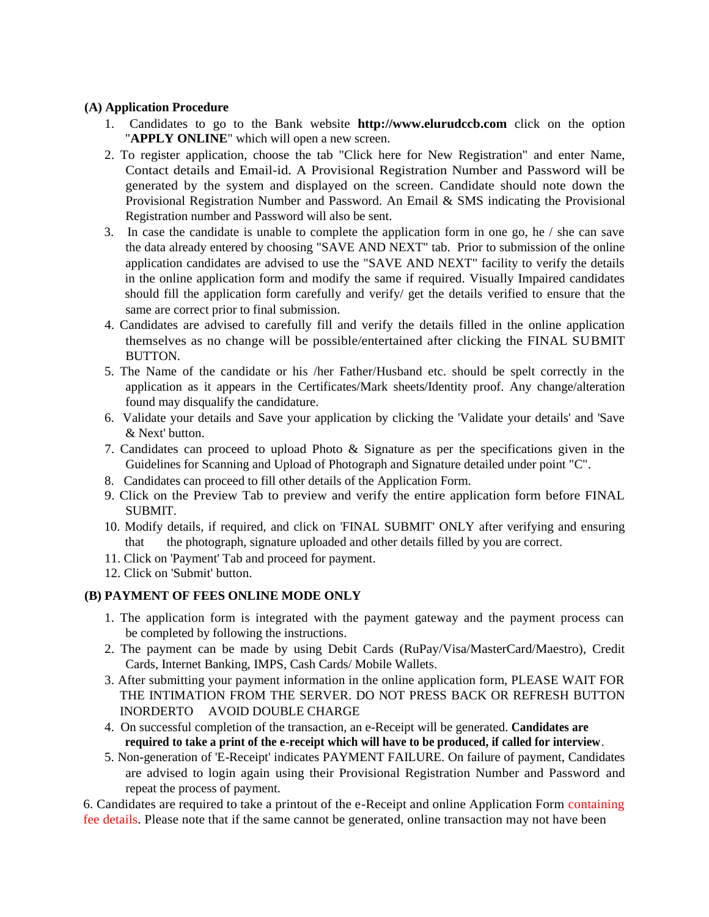**(A) Application Procedure**

1. Candidates to go to the Bank website **http://www.elurudccb.com** click on the option "**APPLY ONLINE**" which will open a new screen.
2. To register application, choose the tab "Click here for New Registration" and enter Name, Contact details and Email-id. A Provisional Registration Number and Password will be generated by the system and displayed on the screen. Candidate should note down the Provisional Registration Number and Password. An Email & SMS indicating the Provisional Registration number and Password will also be sent.
3. In case the candidate is unable to complete the application form in one go, he / she can save the data already entered by choosing "SAVE AND NEXT" tab. Prior to submission of the online application candidates are advised to use the "SAVE AND NEXT" facility to verify the details in the online application form and modify the same if required. Visually Impaired candidates should fill the application form carefully and verify/ get the details verified to ensure that the same are correct prior to final submission.
4. Candidates are advised to carefully fill and verify the details filled in the online application themselves as no change will be possible/entertained after clicking the FINAL SUBMIT BUTTON.
5. The Name of the candidate or his /her Father/Husband etc. should be spelt correctly in the application as it appears in the Certificates/Mark sheets/Identity proof. Any change/alteration found may disqualify the candidature.
6. Validate your details and Save your application by clicking the 'Validate your details' and 'Save & Next' button.
7. Candidates can proceed to upload Photo & Signature as per the specifications given in the Guidelines for Scanning and Upload of Photograph and Signature detailed under point "C".
8. Candidates can proceed to fill other details of the Application Form.
9. Click on the Preview Tab to preview and verify the entire application form before FINAL SUBMIT.
10. Modify details, if required, and click on 'FINAL SUBMIT' ONLY after verifying and ensuring that the photograph, signature uploaded and other details filled by you are correct.
11. Click on 'Payment' Tab and proceed for payment.
12. Click on 'Submit' button.

**(B) PAYMENT OF FEES ONLINE MODE ONLY**

1. The application form is integrated with the payment gateway and the payment process can be completed by following the instructions.
2. The payment can be made by using Debit Cards (RuPay/Visa/MasterCard/Maestro), Credit Cards, Internet Banking, IMPS, Cash Cards/ Mobile Wallets.
3. After submitting your payment information in the online application form, PLEASE WAIT FOR THE INTIMATION FROM THE SERVER. DO NOT PRESS BACK OR REFRESH BUTTON INORDERTO AVOID DOUBLE CHARGE
4. On successful completion of the transaction, an e-Receipt will be generated. **Candidates are required to take a print of the e-receipt which will have to be produced, if called for interview**.
5. Non-generation of 'E-Receipt' indicates PAYMENT FAILURE. On failure of payment, Candidates are advised to login again using their Provisional Registration Number and Password and repeat the process of payment.

6. Candidates are required to take a printout of the e-Receipt and online Application Form containing fee details. Please note that if the same cannot be generated, online transaction may not have been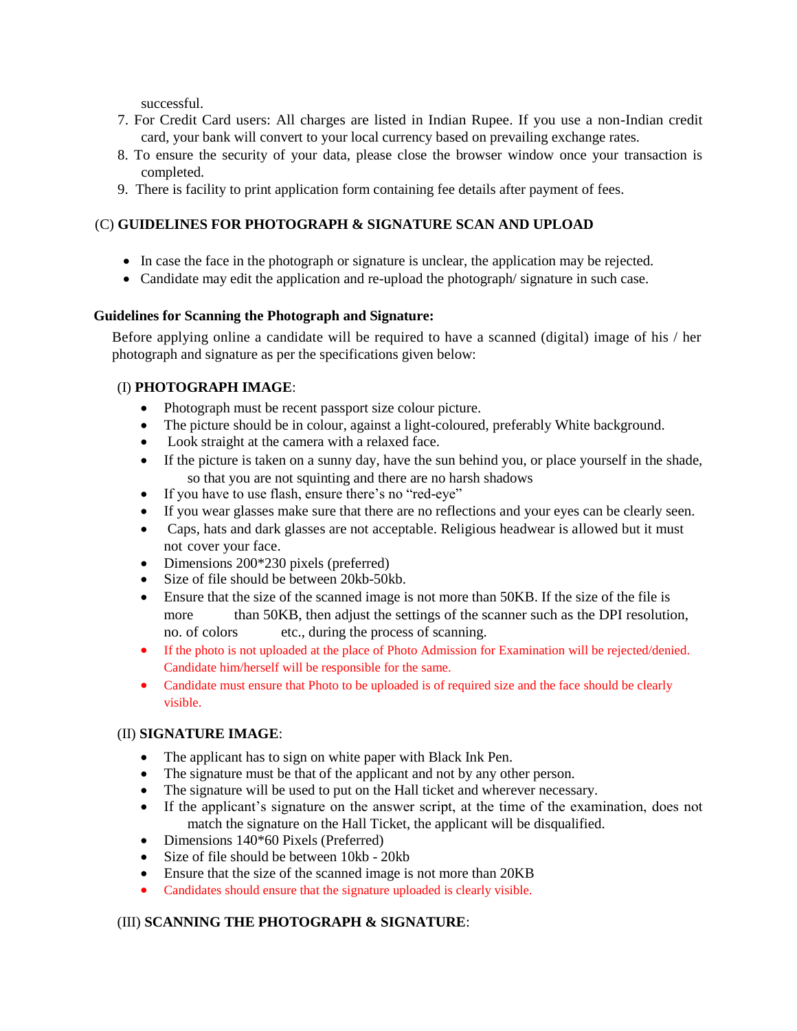successful.

7. For Credit Card users: All charges are listed in Indian Rupee. If you use a non-Indian credit card, your bank will convert to your local currency based on prevailing exchange rates.
8. To ensure the security of your data, please close the browser window once your transaction is completed.
9. There is facility to print application form containing fee details after payment of fees.

## (C) GUIDELINES FOR PHOTOGRAPH & SIGNATURE SCAN AND UPLOAD

- In case the face in the photograph or signature is unclear, the application may be rejected.
- Candidate may edit the application and re-upload the photograph/ signature in such case.

**Guidelines for Scanning the Photograph and Signature:**

Before applying online a candidate will be required to have a scanned (digital) image of his / her photograph and signature as per the specifications given below:

### (I) PHOTOGRAPH IMAGE:

- Photograph must be recent passport size colour picture.
- The picture should be in colour, against a light-coloured, preferably White background.
- Look straight at the camera with a relaxed face.
- If the picture is taken on a sunny day, have the sun behind you, or place yourself in the shade, so that you are not squinting and there are no harsh shadows
- If you have to use flash, ensure there's no "red-eye"
- If you wear glasses make sure that there are no reflections and your eyes can be clearly seen.
- Caps, hats and dark glasses are not acceptable. Religious headwear is allowed but it must not cover your face.
- Dimensions 200*230 pixels (preferred)
- Size of file should be between 20kb-50kb.
- Ensure that the size of the scanned image is not more than 50KB. If the size of the file is more than 50KB, then adjust the settings of the scanner such as the DPI resolution, no. of colors etc., during the process of scanning.
- If the photo is not uploaded at the place of Photo Admission for Examination will be rejected/denied. Candidate him/herself will be responsible for the same.
- Candidate must ensure that Photo to be uploaded is of required size and the face should be clearly visible.

### (II) SIGNATURE IMAGE:

- The applicant has to sign on white paper with Black Ink Pen.
- The signature must be that of the applicant and not by any other person.
- The signature will be used to put on the Hall ticket and wherever necessary.
- If the applicant's signature on the answer script, at the time of the examination, does not match the signature on the Hall Ticket, the applicant will be disqualified.
- Dimensions 140*60 Pixels (Preferred)
- Size of file should be between 10kb - 20kb
- Ensure that the size of the scanned image is not more than 20KB
- Candidates should ensure that the signature uploaded is clearly visible.

### (III) SCANNING THE PHOTOGRAPH & SIGNATURE: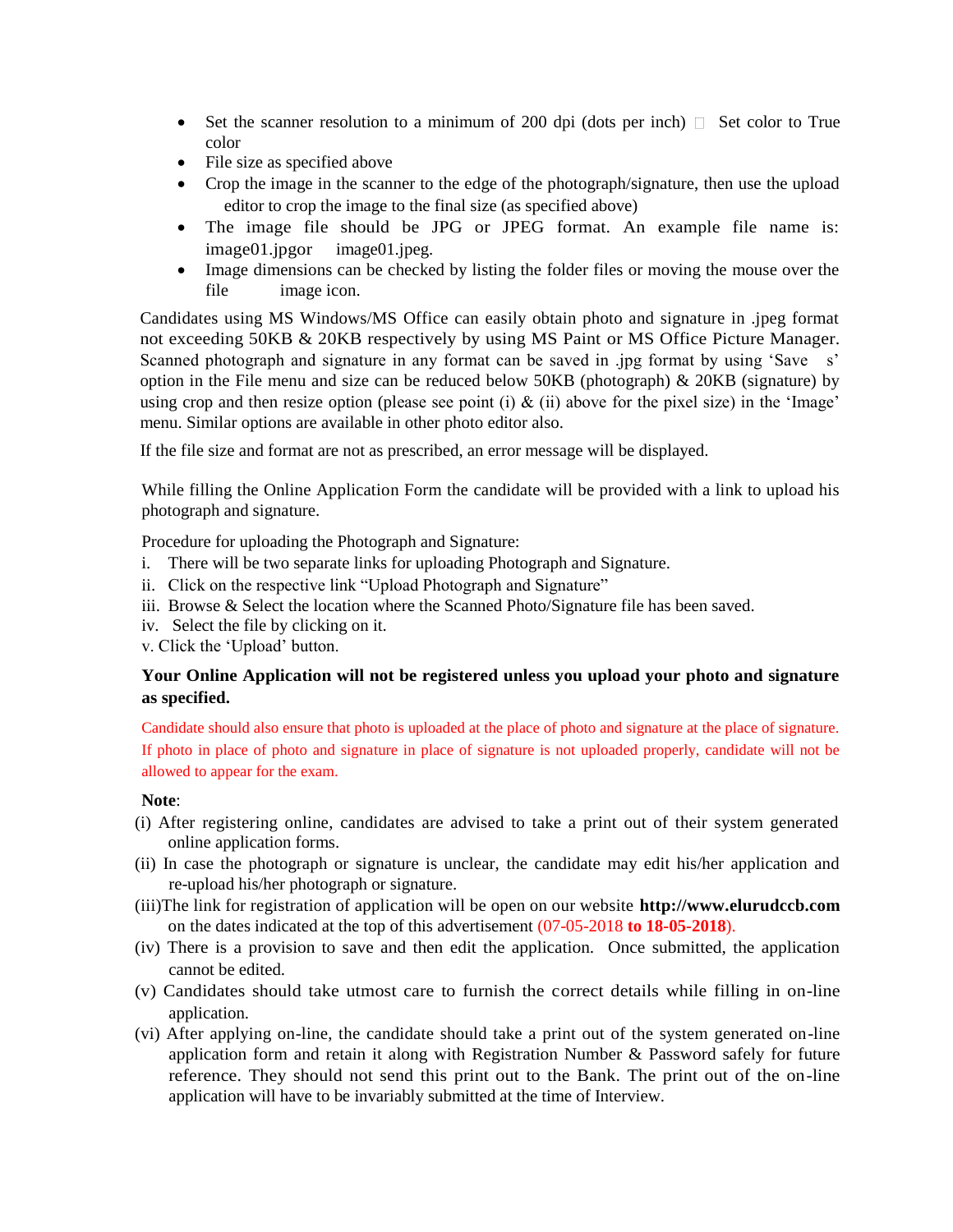- Set the scanner resolution to a minimum of 200 dpi (dots per inch)  Set color to True color
- File size as specified above
- Crop the image in the scanner to the edge of the photograph/signature, then use the upload editor to crop the image to the final size (as specified above)
- The image file should be JPG or JPEG format. An example file name is: image01.jpgor image01.jpeg.
- Image dimensions can be checked by listing the folder files or moving the mouse over the file image icon.

Candidates using MS Windows/MS Office can easily obtain photo and signature in .jpeg format not exceeding 50KB & 20KB respectively by using MS Paint or MS Office Picture Manager. Scanned photograph and signature in any format can be saved in .jpg format by using 'Save s' option in the File menu and size can be reduced below 50KB (photograph) & 20KB (signature) by using crop and then resize option (please see point (i) & (ii) above for the pixel size) in the 'Image' menu. Similar options are available in other photo editor also.

If the file size and format are not as prescribed, an error message will be displayed.

While filling the Online Application Form the candidate will be provided with a link to upload his photograph and signature.

Procedure for uploading the Photograph and Signature:

i. There will be two separate links for uploading Photograph and Signature.
ii. Click on the respective link "Upload Photograph and Signature"
iii. Browse & Select the location where the Scanned Photo/Signature file has been saved.
iv. Select the file by clicking on it.
v. Click the 'Upload' button.

**Your Online Application will not be registered unless you upload your photo and signature as specified.**

Candidate should also ensure that photo is uploaded at the place of photo and signature at the place of signature. If photo in place of photo and signature in place of signature is not uploaded properly, candidate will not be allowed to appear for the exam.

**Note**:

(i) After registering online, candidates are advised to take a print out of their system generated online application forms.

(ii) In case the photograph or signature is unclear, the candidate may edit his/her application and re-upload his/her photograph or signature.

(iii)The link for registration of application will be open on our website **http://www.elurudccb.com** on the dates indicated at the top of this advertisement (07-05-2018 **to 18-05-2018**).

(iv) There is a provision to save and then edit the application. Once submitted, the application cannot be edited.

(v) Candidates should take utmost care to furnish the correct details while filling in on-line application.

(vi) After applying on-line, the candidate should take a print out of the system generated on-line application form and retain it along with Registration Number & Password safely for future reference. They should not send this print out to the Bank. The print out of the on-line application will have to be invariably submitted at the time of Interview.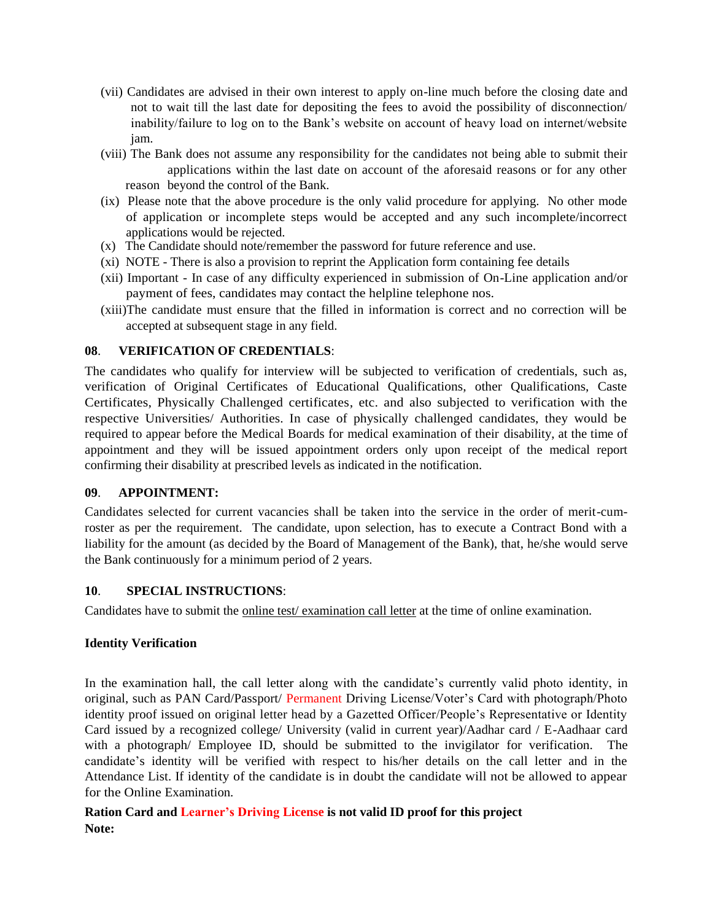(vii) Candidates are advised in their own interest to apply on-line much before the closing date and not to wait till the last date for depositing the fees to avoid the possibility of disconnection/ inability/failure to log on to the Bank's website on account of heavy load on internet/website jam.

(viii) The Bank does not assume any responsibility for the candidates not being able to submit their applications within the last date on account of the aforesaid reasons or for any other reason beyond the control of the Bank.

(ix) Please note that the above procedure is the only valid procedure for applying. No other mode of application or incomplete steps would be accepted and any such incomplete/incorrect applications would be rejected.

(x) The Candidate should note/remember the password for future reference and use.

(xi) NOTE - There is also a provision to reprint the Application form containing fee details

(xii) Important - In case of any difficulty experienced in submission of On-Line application and/or payment of fees, candidates may contact the helpline telephone nos.

(xiii)The candidate must ensure that the filled in information is correct and no correction will be accepted at subsequent stage in any field.

**08**. **VERIFICATION OF CREDENTIALS**:

The candidates who qualify for interview will be subjected to verification of credentials, such as, verification of Original Certificates of Educational Qualifications, other Qualifications, Caste Certificates, Physically Challenged certificates, etc. and also subjected to verification with the respective Universities/ Authorities. In case of physically challenged candidates, they would be required to appear before the Medical Boards for medical examination of their disability, at the time of appointment and they will be issued appointment orders only upon receipt of the medical report confirming their disability at prescribed levels as indicated in the notification.

**09**. **APPOINTMENT:**

Candidates selected for current vacancies shall be taken into the service in the order of merit-cum-roster as per the requirement. The candidate, upon selection, has to execute a Contract Bond with a liability for the amount (as decided by the Board of Management of the Bank), that, he/she would serve the Bank continuously for a minimum period of 2 years.

**10**. **SPECIAL INSTRUCTIONS**:

Candidates have to submit the online test/ examination call letter at the time of online examination.

**Identity Verification**

In the examination hall, the call letter along with the candidate's currently valid photo identity, in original, such as PAN Card/Passport/ Permanent Driving License/Voter's Card with photograph/Photo identity proof issued on original letter head by a Gazetted Officer/People's Representative or Identity Card issued by a recognized college/ University (valid in current year)/Aadhar card / E-Aadhaar card with a photograph/ Employee ID, should be submitted to the invigilator for verification. The candidate's identity will be verified with respect to his/her details on the call letter and in the Attendance List. If identity of the candidate is in doubt the candidate will not be allowed to appear for the Online Examination.

**Ration Card and Learner's Driving License is not valid ID proof for this project**

**Note:**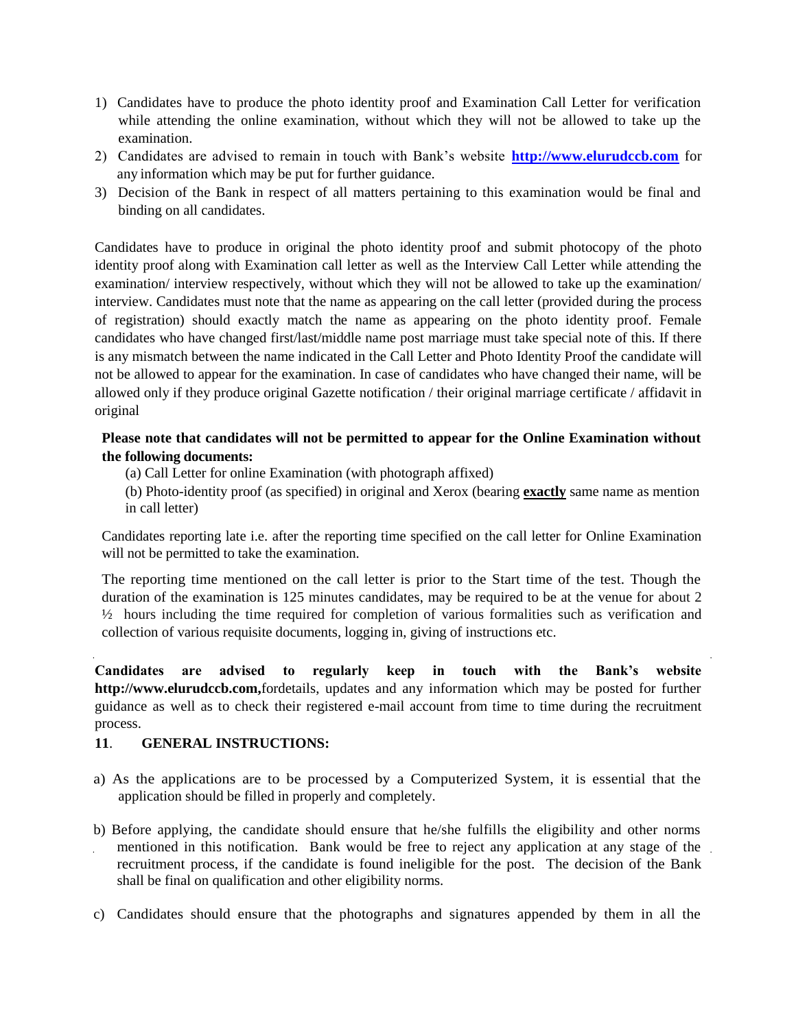1) Candidates have to produce the photo identity proof and Examination Call Letter for verification while attending the online examination, without which they will not be allowed to take up the examination.
2) Candidates are advised to remain in touch with Bank's website **[http://www.elurudccb.com](http://www.elurudccb.com)** for any information which may be put for further guidance.
3) Decision of the Bank in respect of all matters pertaining to this examination would be final and binding on all candidates.

Candidates have to produce in original the photo identity proof and submit photocopy of the photo identity proof along with Examination call letter as well as the Interview Call Letter while attending the examination/ interview respectively, without which they will not be allowed to take up the examination/ interview. Candidates must note that the name as appearing on the call letter (provided during the process of registration) should exactly match the name as appearing on the photo identity proof. Female candidates who have changed first/last/middle name post marriage must take special note of this. If there is any mismatch between the name indicated in the Call Letter and Photo Identity Proof the candidate will not be allowed to appear for the examination. In case of candidates who have changed their name, will be allowed only if they produce original Gazette notification / their original marriage certificate / affidavit in original

**Please note that candidates will not be permitted to appear for the Online Examination without the following documents:**

(a) Call Letter for online Examination (with photograph affixed)

(b) Photo-identity proof (as specified) in original and Xerox (bearing **<u>exactly</u>** same name as mention in call letter)

Candidates reporting late i.e. after the reporting time specified on the call letter for Online Examination will not be permitted to take the examination.

The reporting time mentioned on the call letter is prior to the Start time of the test. Though the duration of the examination is 125 minutes candidates, may be required to be at the venue for about 2 ½ hours including the time required for completion of various formalities such as verification and collection of various requisite documents, logging in, giving of instructions etc.

**Candidates are advised to regularly keep in touch with the Bank's website http://www.elurudccb.com,**fordetails, updates and any information which may be posted for further guidance as well as to check their registered e-mail account from time to time during the recruitment process.

## 11. GENERAL INSTRUCTIONS:

a) As the applications are to be processed by a Computerized System, it is essential that the application should be filled in properly and completely.

b) Before applying, the candidate should ensure that he/she fulfills the eligibility and other norms mentioned in this notification. Bank would be free to reject any application at any stage of the recruitment process, if the candidate is found ineligible for the post. The decision of the Bank shall be final on qualification and other eligibility norms.

c) Candidates should ensure that the photographs and signatures appended by them in all the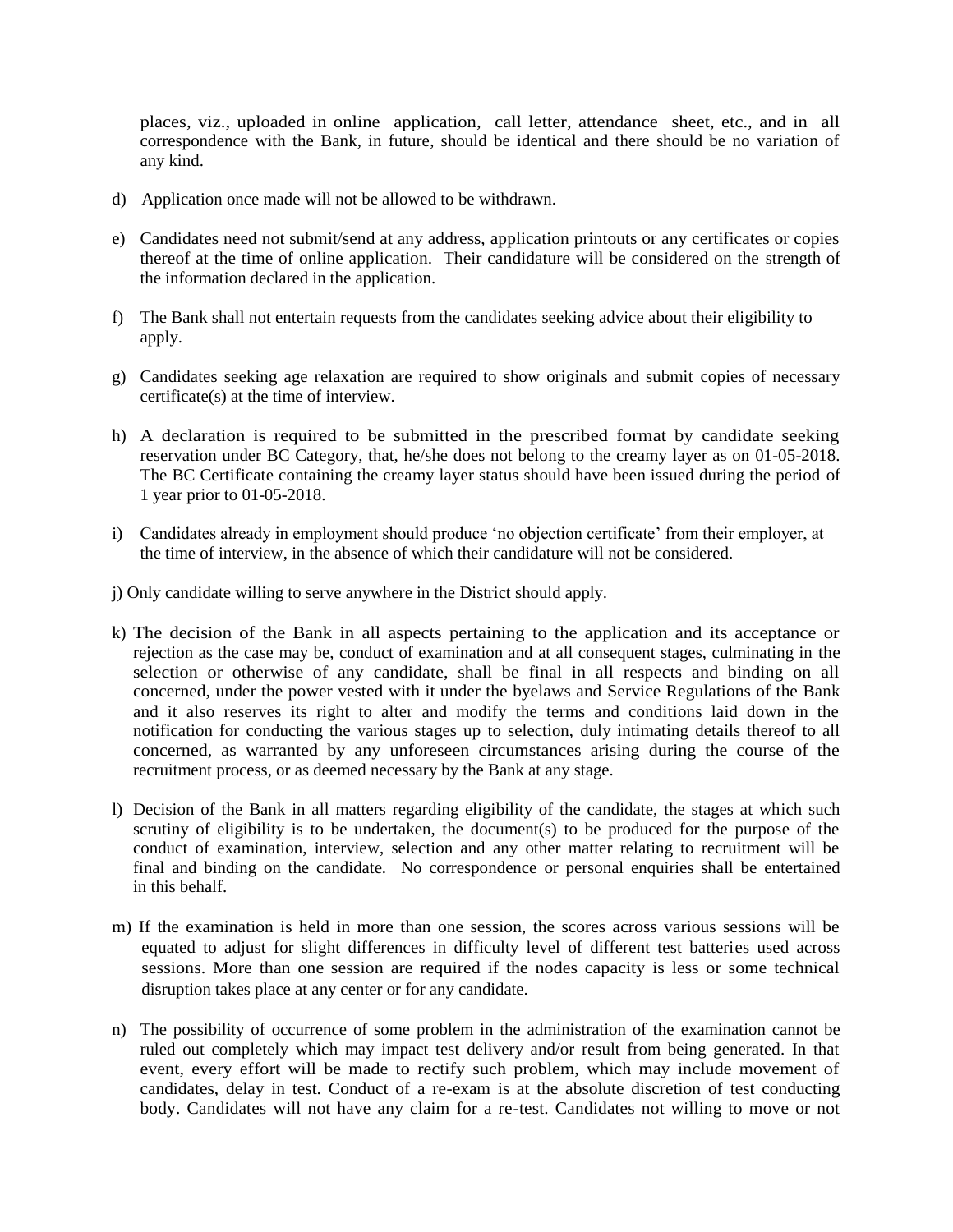places, viz., uploaded in online application, call letter, attendance sheet, etc., and in all correspondence with the Bank, in future, should be identical and there should be no variation of any kind.

d) Application once made will not be allowed to be withdrawn.

e) Candidates need not submit/send at any address, application printouts or any certificates or copies thereof at the time of online application. Their candidature will be considered on the strength of the information declared in the application.

f) The Bank shall not entertain requests from the candidates seeking advice about their eligibility to apply.

g) Candidates seeking age relaxation are required to show originals and submit copies of necessary certificate(s) at the time of interview.

h) A declaration is required to be submitted in the prescribed format by candidate seeking reservation under BC Category, that, he/she does not belong to the creamy layer as on 01-05-2018. The BC Certificate containing the creamy layer status should have been issued during the period of 1 year prior to 01-05-2018.

i) Candidates already in employment should produce 'no objection certificate' from their employer, at the time of interview, in the absence of which their candidature will not be considered.

j) Only candidate willing to serve anywhere in the District should apply.

k) The decision of the Bank in all aspects pertaining to the application and its acceptance or rejection as the case may be, conduct of examination and at all consequent stages, culminating in the selection or otherwise of any candidate, shall be final in all respects and binding on all concerned, under the power vested with it under the byelaws and Service Regulations of the Bank and it also reserves its right to alter and modify the terms and conditions laid down in the notification for conducting the various stages up to selection, duly intimating details thereof to all concerned, as warranted by any unforeseen circumstances arising during the course of the recruitment process, or as deemed necessary by the Bank at any stage.

l) Decision of the Bank in all matters regarding eligibility of the candidate, the stages at which such scrutiny of eligibility is to be undertaken, the document(s) to be produced for the purpose of the conduct of examination, interview, selection and any other matter relating to recruitment will be final and binding on the candidate. No correspondence or personal enquiries shall be entertained in this behalf.

m) If the examination is held in more than one session, the scores across various sessions will be equated to adjust for slight differences in difficulty level of different test batteries used across sessions. More than one session are required if the nodes capacity is less or some technical disruption takes place at any center or for any candidate.

n) The possibility of occurrence of some problem in the administration of the examination cannot be ruled out completely which may impact test delivery and/or result from being generated. In that event, every effort will be made to rectify such problem, which may include movement of candidates, delay in test. Conduct of a re-exam is at the absolute discretion of test conducting body. Candidates will not have any claim for a re-test. Candidates not willing to move or not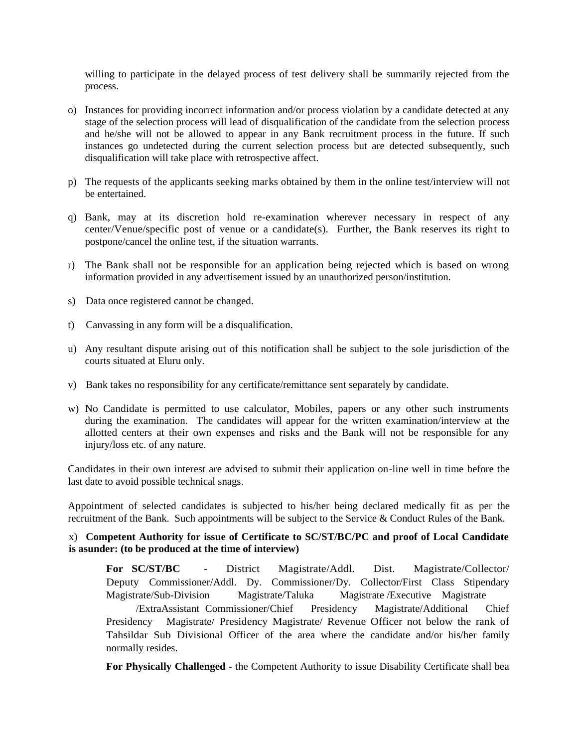willing to participate in the delayed process of test delivery shall be summarily rejected from the process.

o) Instances for providing incorrect information and/or process violation by a candidate detected at any stage of the selection process will lead of disqualification of the candidate from the selection process and he/she will not be allowed to appear in any Bank recruitment process in the future. If such instances go undetected during the current selection process but are detected subsequently, such disqualification will take place with retrospective affect.

p) The requests of the applicants seeking marks obtained by them in the online test/interview will not be entertained.

q) Bank, may at its discretion hold re-examination wherever necessary in respect of any center/Venue/specific post of venue or a candidate(s). Further, the Bank reserves its right to postpone/cancel the online test, if the situation warrants.

r) The Bank shall not be responsible for an application being rejected which is based on wrong information provided in any advertisement issued by an unauthorized person/institution.

s) Data once registered cannot be changed.

t) Canvassing in any form will be a disqualification.

u) Any resultant dispute arising out of this notification shall be subject to the sole jurisdiction of the courts situated at Eluru only.

v) Bank takes no responsibility for any certificate/remittance sent separately by candidate.

w) No Candidate is permitted to use calculator, Mobiles, papers or any other such instruments during the examination. The candidates will appear for the written examination/interview at the allotted centers at their own expenses and risks and the Bank will not be responsible for any injury/loss etc. of any nature.

Candidates in their own interest are advised to submit their application on-line well in time before the last date to avoid possible technical snags.

Appointment of selected candidates is subjected to his/her being declared medically fit as per the recruitment of the Bank. Such appointments will be subject to the Service & Conduct Rules of the Bank.

x) **Competent Authority for issue of Certificate to SC/ST/BC/PC and proof of Local Candidate is asunder: (to be produced at the time of interview)**

**For SC/ST/BC** - District Magistrate/Addl. Dist. Magistrate/Collector/ Deputy Commissioner/Addl. Dy. Commissioner/Dy. Collector/First Class Stipendary Magistrate/Sub-Division Magistrate/Taluka Magistrate /Executive Magistrate /ExtraAssistant Commissioner/Chief Presidency Magistrate/Additional Chief Presidency Magistrate/ Presidency Magistrate/ Revenue Officer not below the rank of Tahsildar Sub Divisional Officer of the area where the candidate and/or his/her family normally resides.

**For Physically Challenged** - the Competent Authority to issue Disability Certificate shall bea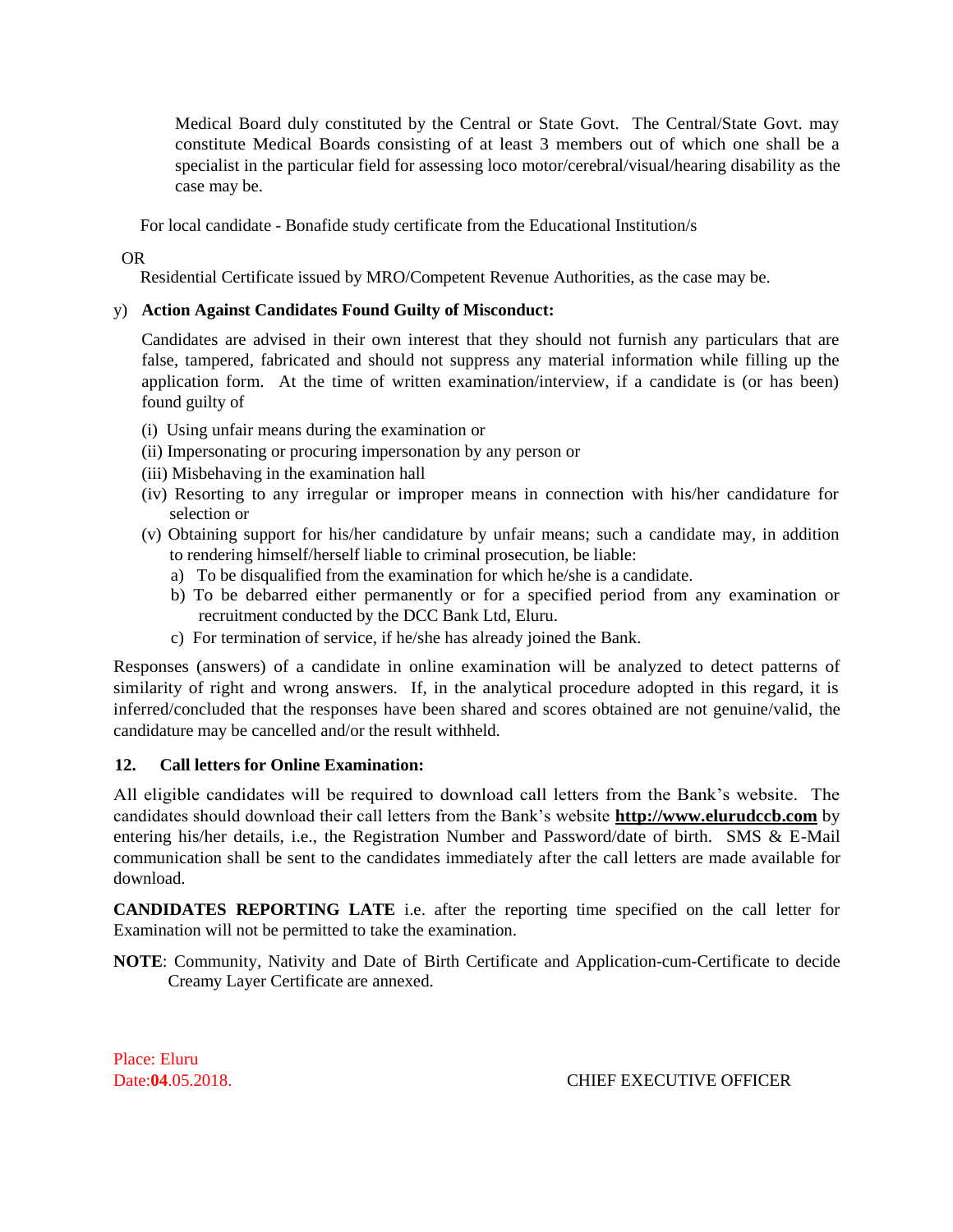Medical Board duly constituted by the Central or State Govt. The Central/State Govt. may constitute Medical Boards consisting of at least 3 members out of which one shall be a specialist in the particular field for assessing loco motor/cerebral/visual/hearing disability as the case may be.

For local candidate - Bonafide study certificate from the Educational Institution/s

OR

Residential Certificate issued by MRO/Competent Revenue Authorities, as the case may be.

y) **Action Against Candidates Found Guilty of Misconduct:**

Candidates are advised in their own interest that they should not furnish any particulars that are false, tampered, fabricated and should not suppress any material information while filling up the application form. At the time of written examination/interview, if a candidate is (or has been) found guilty of

(i) Using unfair means during the examination or
(ii) Impersonating or procuring impersonation by any person or
(iii) Misbehaving in the examination hall
(iv) Resorting to any irregular or improper means in connection with his/her candidature for selection or
(v) Obtaining support for his/her candidature by unfair means; such a candidate may, in addition to rendering himself/herself liable to criminal prosecution, be liable:

  a) To be disqualified from the examination for which he/she is a candidate.
  b) To be debarred either permanently or for a specified period from any examination or recruitment conducted by the DCC Bank Ltd, Eluru.
  c) For termination of service, if he/she has already joined the Bank.

Responses (answers) of a candidate in online examination will be analyzed to detect patterns of similarity of right and wrong answers. If, in the analytical procedure adopted in this regard, it is inferred/concluded that the responses have been shared and scores obtained are not genuine/valid, the candidature may be cancelled and/or the result withheld.

**12. Call letters for Online Examination:**

All eligible candidates will be required to download call letters from the Bank's website. The candidates should download their call letters from the Bank's website **http://www.elurudccb.com** by entering his/her details, i.e., the Registration Number and Password/date of birth. SMS & E-Mail communication shall be sent to the candidates immediately after the call letters are made available for download.

**CANDIDATES REPORTING LATE** i.e. after the reporting time specified on the call letter for Examination will not be permitted to take the examination.

**NOTE**: Community, Nativity and Date of Birth Certificate and Application-cum-Certificate to decide Creamy Layer Certificate are annexed.

Place: Eluru
Date:**04**.05.2018.

CHIEF EXECUTIVE OFFICER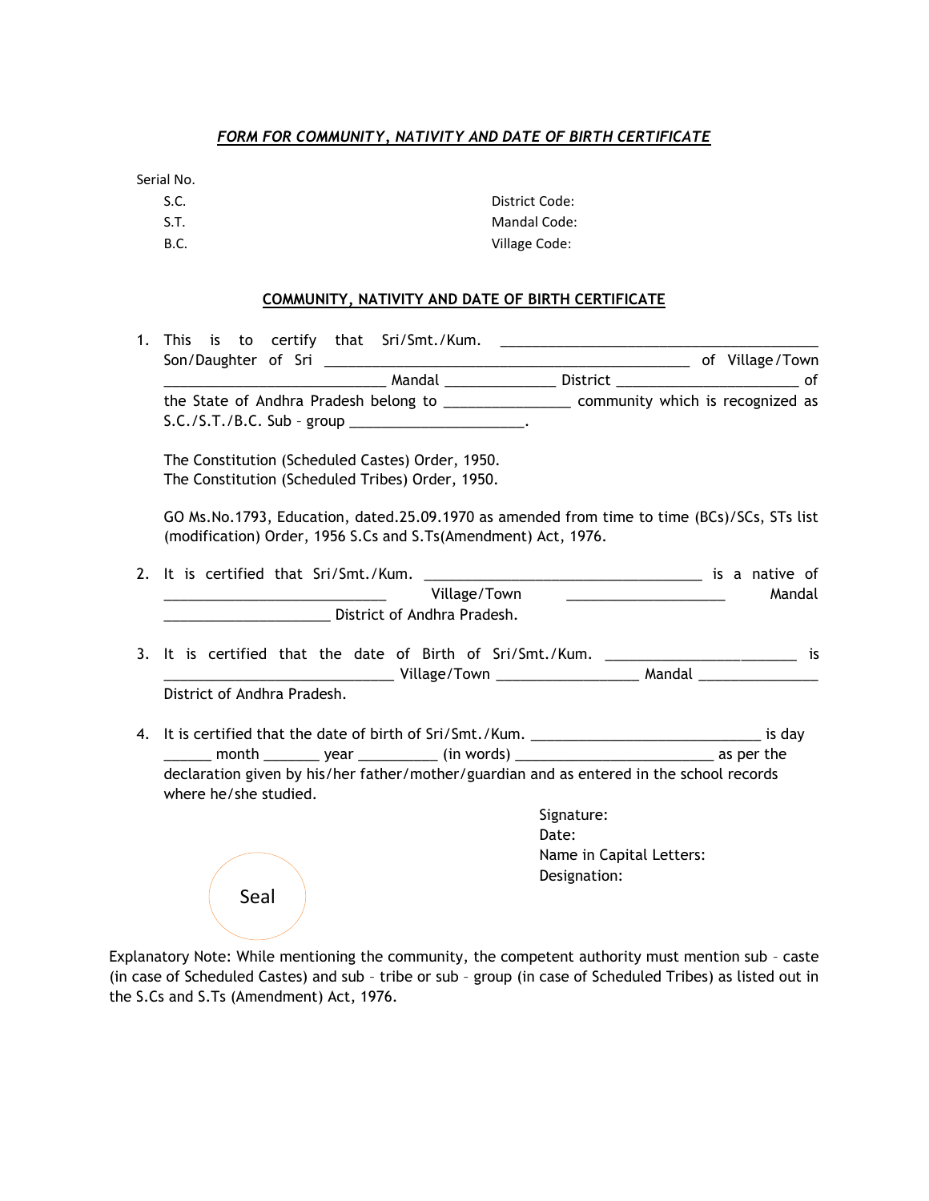***FORM FOR COMMUNITY, NATIVITY AND DATE OF BIRTH CERTIFICATE***

Serial No.

| | |
|---|---|
| S.C. | District Code: |
| S.T. | Mandal Code: |
| B.C. | Village Code: |

**COMMUNITY, NATIVITY AND DATE OF BIRTH CERTIFICATE**

1. This is to certify that Sri/Smt./Kum. ________________________________________ Son/Daughter of Sri ______________________________________________ of Village/Town ____________________________ Mandal ______________ District _______________________ of the State of Andhra Pradesh belong to ________________ community which is recognized as S.C./S.T./B.C. Sub – group ______________________.

   The Constitution (Scheduled Castes) Order, 1950.
   The Constitution (Scheduled Tribes) Order, 1950.

   GO Ms.No.1793, Education, dated.25.09.1970 as amended from time to time (BCs)/SCs, STs list (modification) Order, 1956 S.Cs and S.Ts(Amendment) Act, 1976.

2. It is certified that Sri/Smt./Kum. ___________________________________ is a native of ____________________________ Village/Town ____________________ Mandal _____________________ District of Andhra Pradesh.

3. It is certified that the date of Birth of Sri/Smt./Kum. ________________________ is _____________________________ Village/Town __________________ Mandal _______________ District of Andhra Pradesh.

4. It is certified that the date of birth of Sri/Smt./Kum. _____________________________ is day ______ month _______ year __________ (in words) _________________________ as per the declaration given by his/her father/mother/guardian and as entered in the school records where he/she studied.

Signature:
Date:
Name in Capital Letters:
Designation:

Seal

Explanatory Note: While mentioning the community, the competent authority must mention sub – caste (in case of Scheduled Castes) and sub – tribe or sub – group (in case of Scheduled Tribes) as listed out in the S.Cs and S.Ts (Amendment) Act, 1976.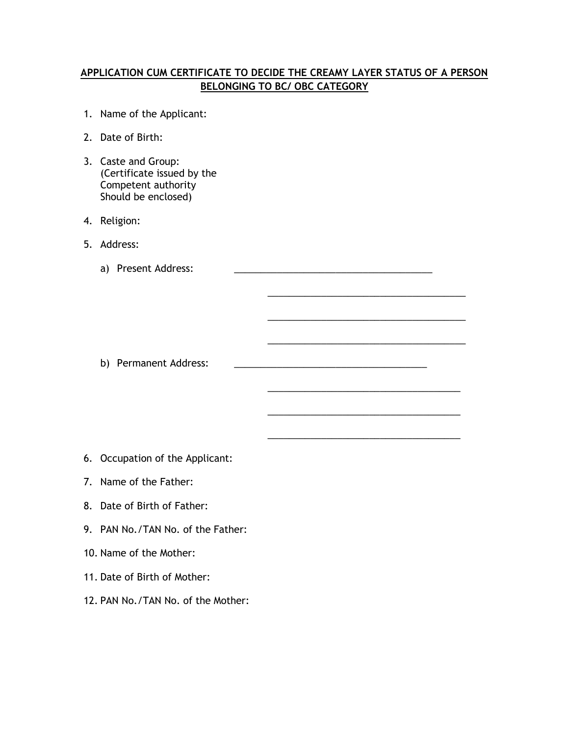**APPLICATION CUM CERTIFICATE TO DECIDE THE CREAMY LAYER STATUS OF A PERSON BELONGING TO BC/ OBC CATEGORY**

1. Name of the Applicant:
2. Date of Birth:
3. Caste and Group:
   (Certificate issued by the Competent authority Should be enclosed)
4. Religion:
5. Address:

   a) Present Address: ______________________________________

   ______________________________________

   ______________________________________

   ______________________________________

   b) Permanent Address: ______________________________________

   ______________________________________

   ______________________________________

   ______________________________________

6. Occupation of the Applicant:
7. Name of the Father:
8. Date of Birth of Father:
9. PAN No./TAN No. of the Father:
10. Name of the Mother:
11. Date of Birth of Mother:
12. PAN No./TAN No. of the Mother: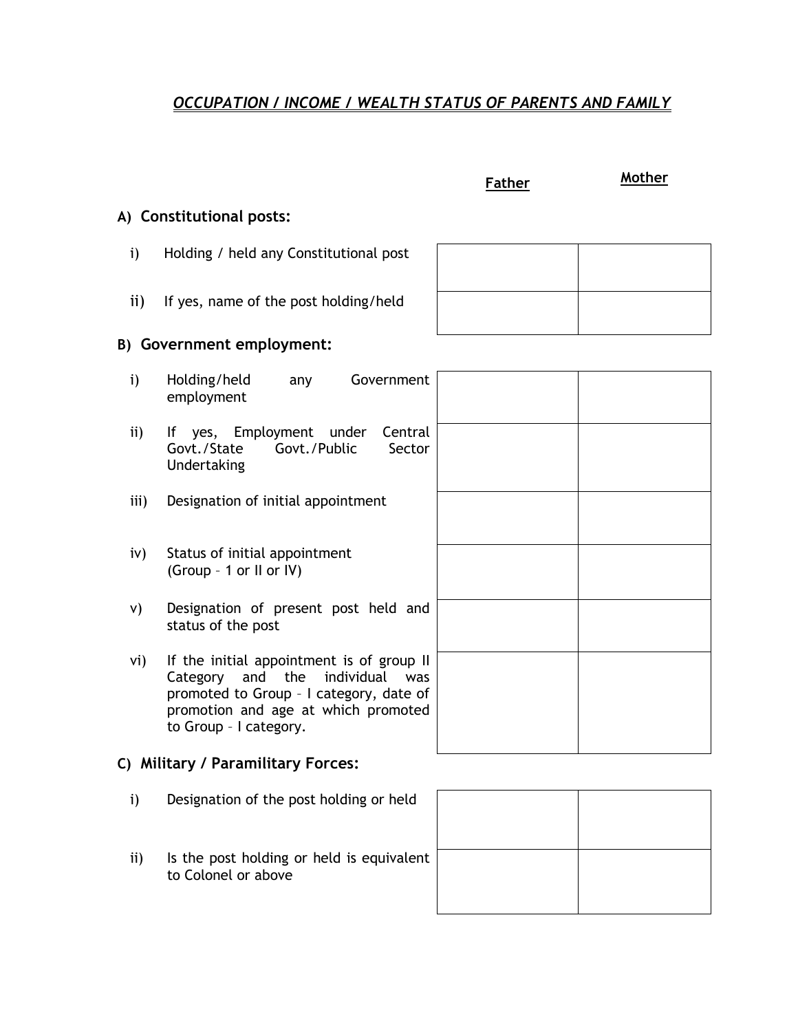## *OCCUPATION / INCOME / WEALTH STATUS OF PARENTS AND FAMILY*

| | Father | Mother |
|---|---|---|
| **A) Constitutional posts:** | | |
| i) Holding / held any Constitutional post | | |
| ii) If yes, name of the post holding/held | | |
| **B) Government employment:** | | |
| i) Holding/held any Government employment | | |
| ii) If yes, Employment under Central Govt./State Govt./Public Sector Undertaking | | |
| iii) Designation of initial appointment | | |
| iv) Status of initial appointment (Group – 1 or II or IV) | | |
| v) Designation of present post held and status of the post | | |
| vi) If the initial appointment is of group II Category and the individual was promoted to Group – I category, date of promotion and age at which promoted to Group – I category. | | |
| **C) Military / Paramilitary Forces:** | | |
| i) Designation of the post holding or held | | |
| ii) Is the post holding or held is equivalent to Colonel or above | | |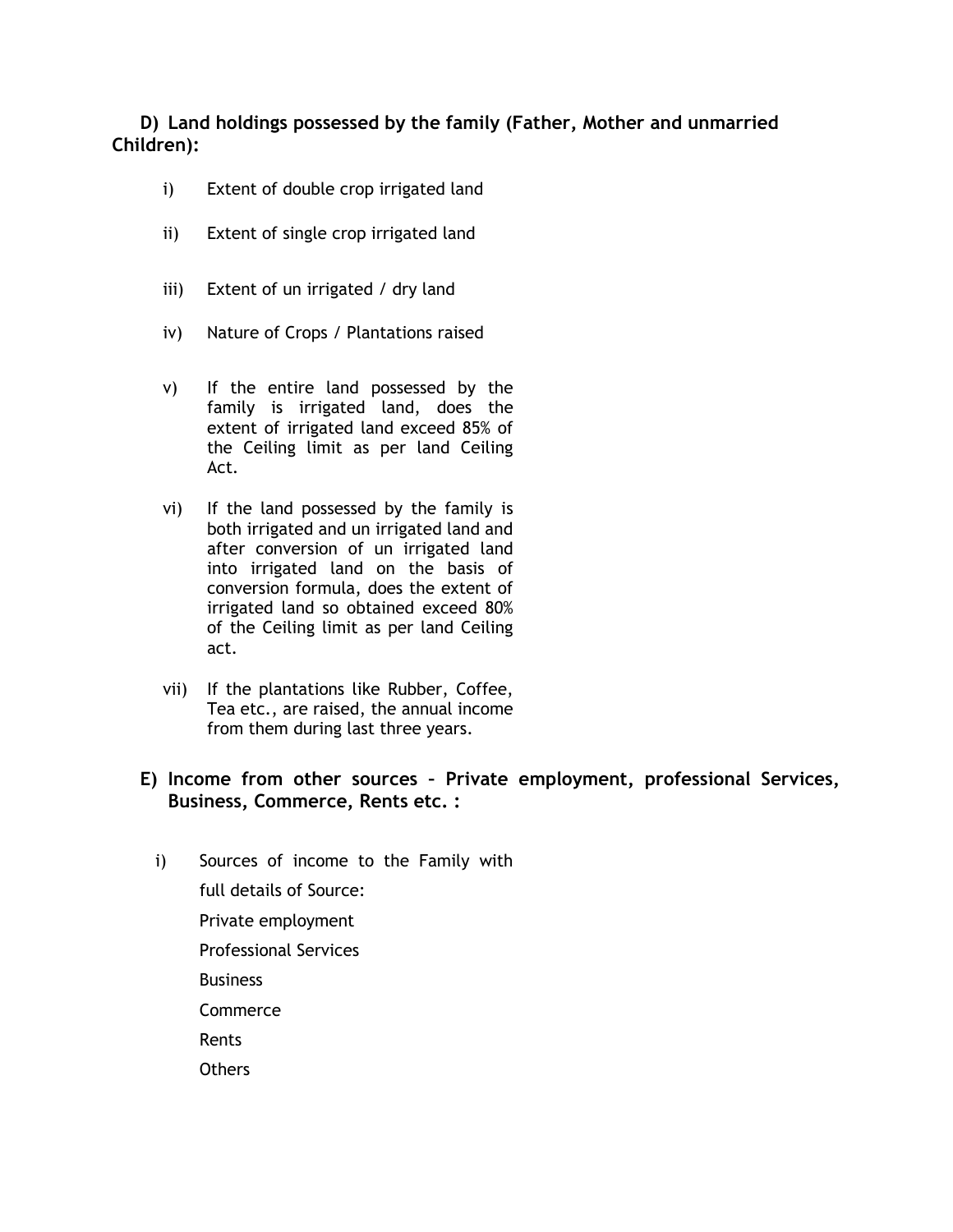**D) Land holdings possessed by the family (Father, Mother and unmarried Children):**

i) Extent of double crop irrigated land

ii) Extent of single crop irrigated land

iii) Extent of un irrigated / dry land

iv) Nature of Crops / Plantations raised

v) If the entire land possessed by the family is irrigated land, does the extent of irrigated land exceed 85% of the Ceiling limit as per land Ceiling Act.

vi) If the land possessed by the family is both irrigated and un irrigated land and after conversion of un irrigated land into irrigated land on the basis of conversion formula, does the extent of irrigated land so obtained exceed 80% of the Ceiling limit as per land Ceiling act.

vii) If the plantations like Rubber, Coffee, Tea etc., are raised, the annual income from them during last three years.

**E) Income from other sources – Private employment, professional Services, Business, Commerce, Rents etc. :**

i) Sources of income to the Family with full details of Source:

Private employment

Professional Services

Business

Commerce

Rents

Others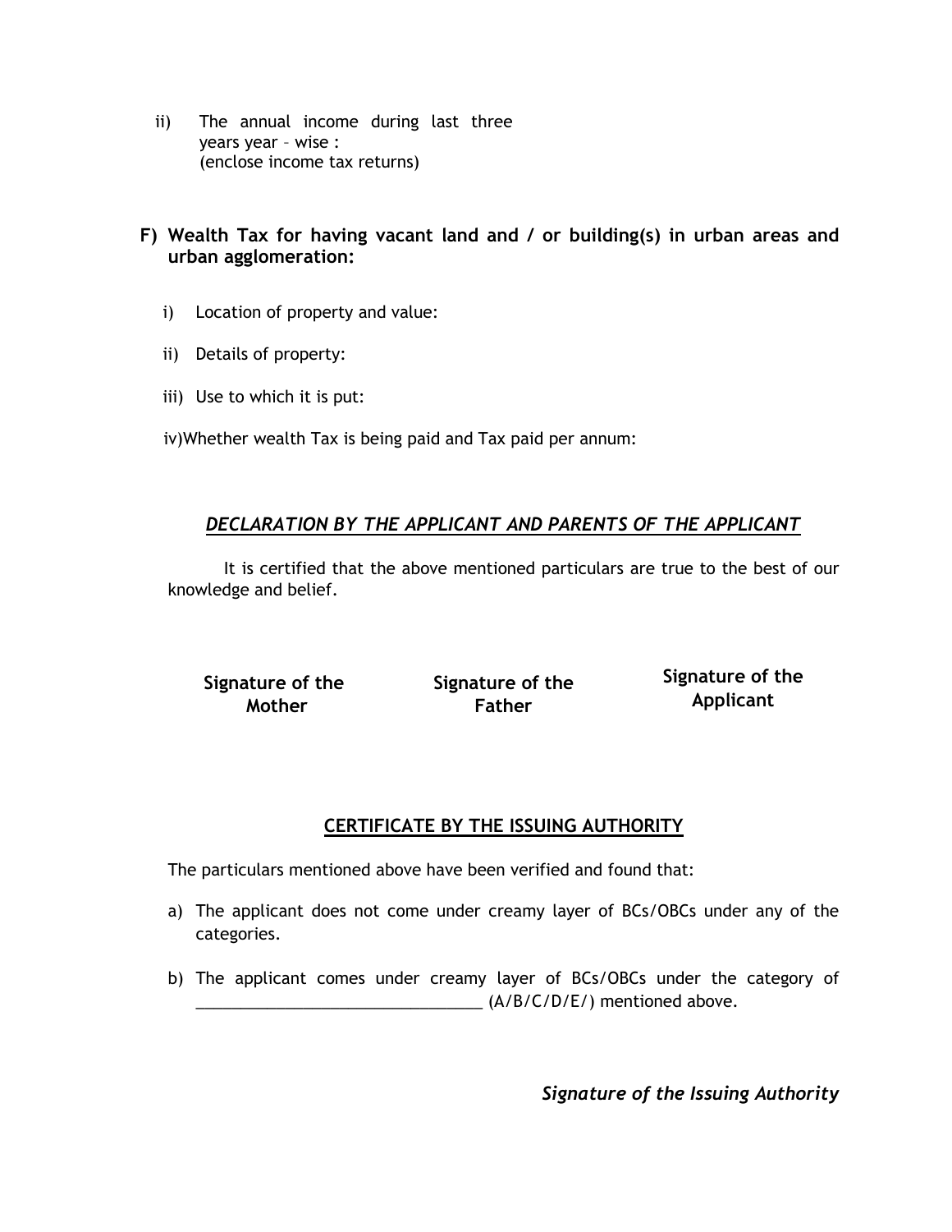ii) The annual income during last three years year – wise :
(enclose income tax returns)

**F) Wealth Tax for having vacant land and / or building(s) in urban areas and urban agglomeration:**

i) Location of property and value:

ii) Details of property:

iii) Use to which it is put:

iv)Whether wealth Tax is being paid and Tax paid per annum:

***DECLARATION BY THE APPLICANT AND PARENTS OF THE APPLICANT***

It is certified that the above mentioned particulars are true to the best of our knowledge and belief.

| | | |
|---|---|---|
| **Signature of the Mother** | **Signature of the Father** | **Signature of the Applicant** |

**CERTIFICATE BY THE ISSUING AUTHORITY**

The particulars mentioned above have been verified and found that:

a) The applicant does not come under creamy layer of BCs/OBCs under any of the categories.

b) The applicant comes under creamy layer of BCs/OBCs under the category of _________________________________ (A/B/C/D/E/) mentioned above.

***Signature of the Issuing Authority***